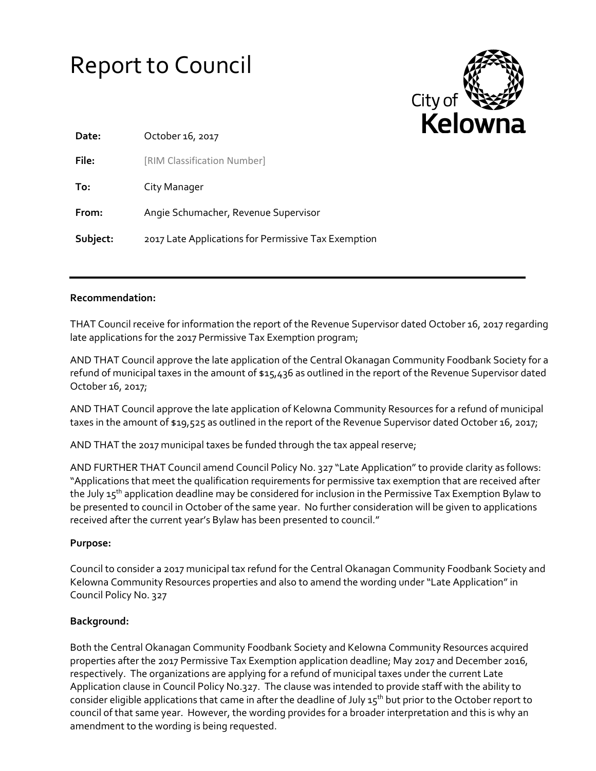# Report to Council

**Date:** October 16, 2017

**File:** [RIM Classification Number]

**To:** City Manager

**From:** Angie Schumacher, Revenue Supervisor

**Subject:** 2017 Late Applications for Permissive Tax Exemption

---

### Recommendation:

THAT Council receive for information the report of the Revenue Supervisor dated October 16, 2017 regarding late applications for the 2017 Permissive Tax Exemption program;

AND THAT Council approve the late application of the Central Okanagan Community Foodbank Society for a refund of municipal taxes in the amount of $15,436 as outlined in the report of the Revenue Supervisor dated October 16, 2017;

AND THAT Council approve the late application of Kelowna Community Resources for a refund of municipal taxes in the amount of $19,525 as outlined in the report of the Revenue Supervisor dated October 16, 2017;

AND THAT the 2017 municipal taxes be funded through the tax appeal reserve;

AND FURTHER THAT Council amend Council Policy No. 327 "Late Application" to provide clarity as follows: "Applications that meet the qualification requirements for permissive tax exemption that are received after the July 15th application deadline may be considered for inclusion in the Permissive Tax Exemption Bylaw to be presented to council in October of the same year. No further consideration will be given to applications received after the current year's Bylaw has been presented to council."

### Purpose:

Council to consider a 2017 municipal tax refund for the Central Okanagan Community Foodbank Society and Kelowna Community Resources properties and also to amend the wording under "Late Application" in Council Policy No. 327

### Background:

Both the Central Okanagan Community Foodbank Society and Kelowna Community Resources acquired properties after the 2017 Permissive Tax Exemption application deadline; May 2017 and December 2016, respectively. The organizations are applying for a refund of municipal taxes under the current Late Application clause in Council Policy No.327. The clause was intended to provide staff with the ability to consider eligible applications that came in after the deadline of July 15th but prior to the October report to council of that same year. However, the wording provides for a broader interpretation and this is why an amendment to the wording is being requested.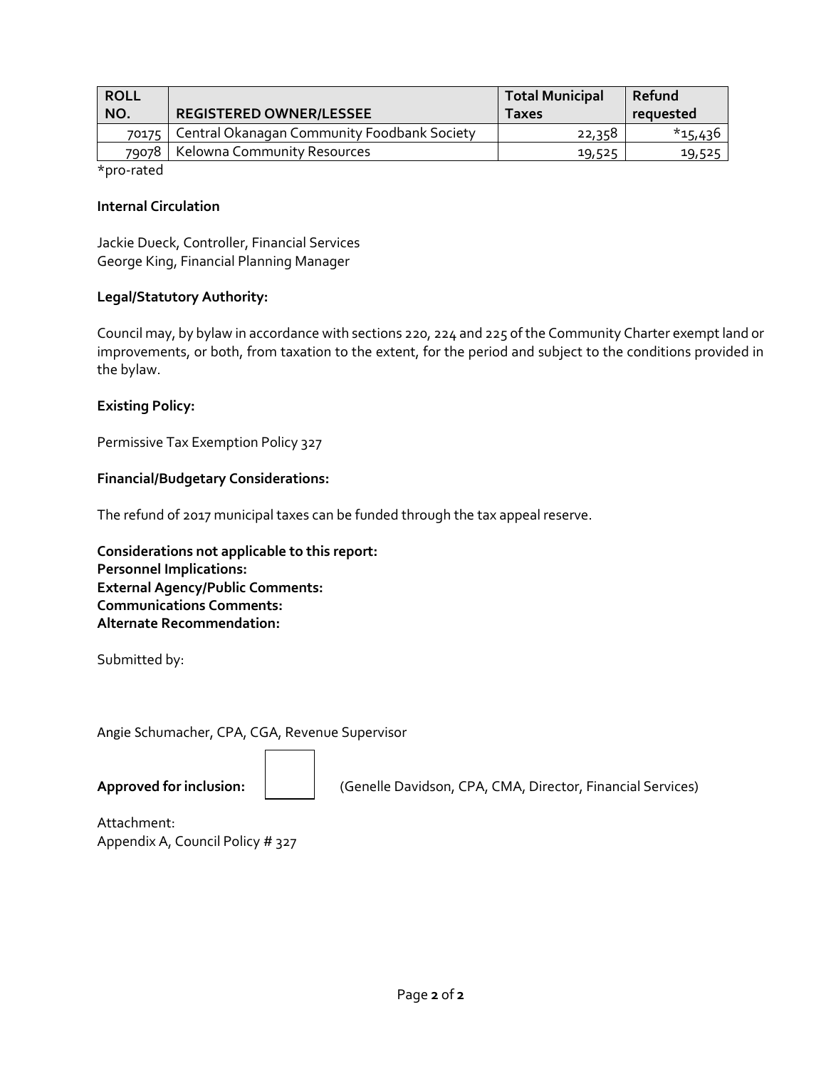| ROLL NO. | REGISTERED OWNER/LESSEE | Total Municipal Taxes | Refund requested |
|---|---|---|---|
| 70175 | Central Okanagan Community Foodbank Society | 22,358 | *15,436 |
| 79078 | Kelowna Community Resources | 19,525 | 19,525 |

*pro-rated

**Internal Circulation**

Jackie Dueck, Controller, Financial Services
George King, Financial Planning Manager

**Legal/Statutory Authority:**

Council may, by bylaw in accordance with sections 220, 224 and 225 of the Community Charter exempt land or improvements, or both, from taxation to the extent, for the period and subject to the conditions provided in the bylaw.

**Existing Policy:**

Permissive Tax Exemption Policy 327

**Financial/Budgetary Considerations:**

The refund of 2017 municipal taxes can be funded through the tax appeal reserve.

**Considerations not applicable to this report:**
**Personnel Implications:**
**External Agency/Public Comments:**
**Communications Comments:**
**Alternate Recommendation:**

Submitted by:

Angie Schumacher, CPA, CGA, Revenue Supervisor

**Approved for inclusion:** (Genelle Davidson, CPA, CMA, Director, Financial Services)

Attachment:
Appendix A, Council Policy # 327